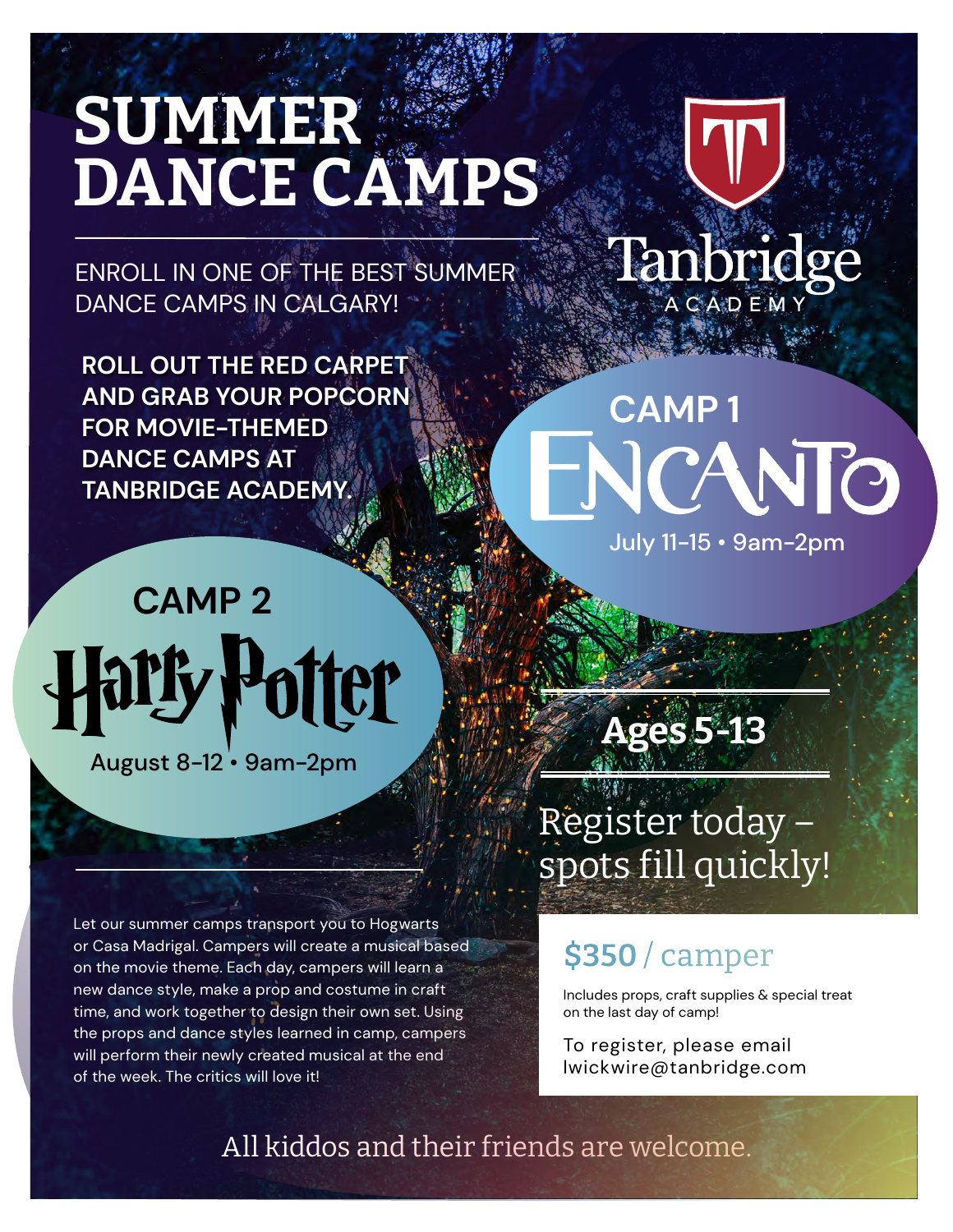# SUMMER DANCE CAMPS

ENROLL IN ONE OF THE BEST SUMMER DANCE CAMPS IN CALGARY!

Tanbridge ACADEMY

**ROLL OUT THE RED CARPET AND GRAB YOUR POPCORN FOR MOVIE-THEMED DANCE CAMPS AT TANBRIDGE ACADEMY.**

## CAMP 1

### ENCANTO

July 11–15 • 9am–2pm

## CAMP 2

### Harry Potter

August 8–12 • 9am–2pm

**Ages 5-13**

Register today – spots fill quickly!

Let our summer camps transport you to Hogwarts or Casa Madrigal. Campers will create a musical based on the movie theme. Each day, campers will learn a new dance style, make a prop and costume in craft time, and work together to design their own set. Using the props and dance styles learned in camp, campers will perform their newly created musical at the end of the week. The critics will love it!

**$350** / camper

Includes props, craft supplies & special treat on the last day of camp!

To register, please email lwickwire@tanbridge.com

All kiddos and their friends are welcome.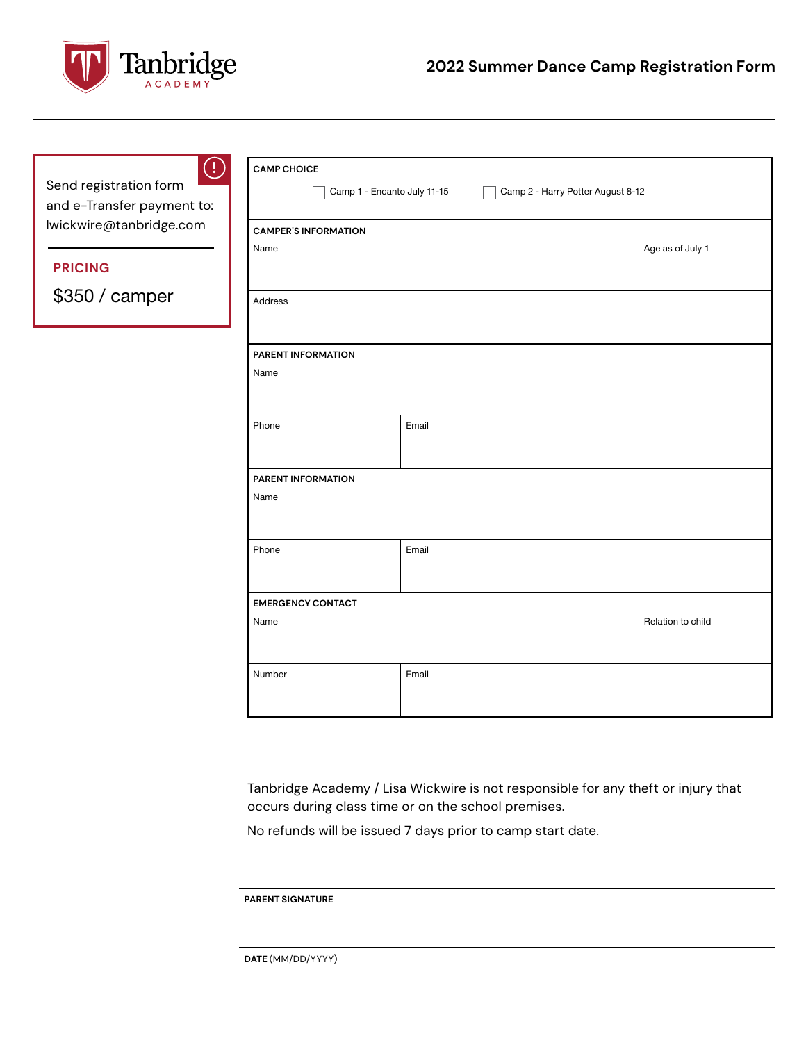Tanbridge ACADEMY

# 2022 Summer Dance Camp Registration Form

Send registration form and e-Transfer payment to: lwickwire@tanbridge.com

**PRICING**

$350 / camper

**CAMP CHOICE**

☐ Camp 1 - Encanto July 11-15 ☐ Camp 2 - Harry Potter August 8-12

**CAMPER'S INFORMATION**

| | |
|---|---|
| Name | Age as of July 1 |
| Address | |

**PARENT INFORMATION**

| | |
|---|---|
| Name | |
| Phone | Email |

**PARENT INFORMATION**

| | |
|---|---|
| Name | |
| Phone | Email |

**EMERGENCY CONTACT**

| | |
|---|---|
| Name | Relation to child |
| Number | Email |

Tanbridge Academy / Lisa Wickwire is not responsible for any theft or injury that occurs during class time or on the school premises.

No refunds will be issued 7 days prior to camp start date.

**PARENT SIGNATURE**

**DATE** (MM/DD/YYYY)